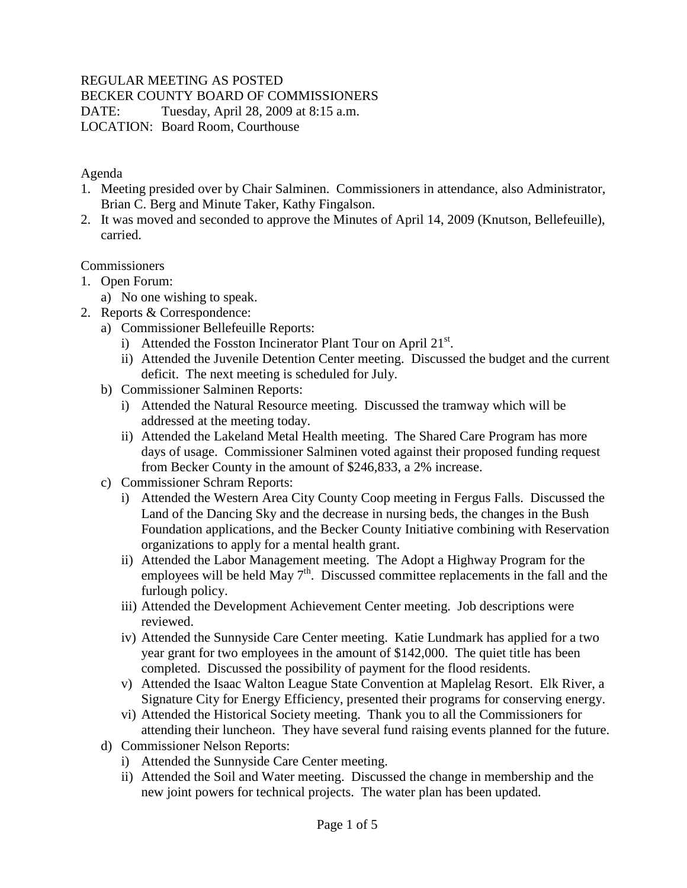REGULAR MEETING AS POSTED
BECKER COUNTY BOARD OF COMMISSIONERS
DATE: Tuesday, April 28, 2009 at 8:15 a.m.
LOCATION: Board Room, Courthouse

Agenda

1. Meeting presided over by Chair Salminen. Commissioners in attendance, also Administrator, Brian C. Berg and Minute Taker, Kathy Fingalson.
2. It was moved and seconded to approve the Minutes of April 14, 2009 (Knutson, Bellefeuille), carried.

Commissioners

1. Open Forum:
   a) No one wishing to speak.
2. Reports & Correspondence:
   a) Commissioner Bellefeuille Reports:
      i) Attended the Fosston Incinerator Plant Tour on April 21st.
      ii) Attended the Juvenile Detention Center meeting. Discussed the budget and the current deficit. The next meeting is scheduled for July.
   b) Commissioner Salminen Reports:
      i) Attended the Natural Resource meeting. Discussed the tramway which will be addressed at the meeting today.
      ii) Attended the Lakeland Metal Health meeting. The Shared Care Program has more days of usage. Commissioner Salminen voted against their proposed funding request from Becker County in the amount of $246,833, a 2% increase.
   c) Commissioner Schram Reports:
      i) Attended the Western Area City County Coop meeting in Fergus Falls. Discussed the Land of the Dancing Sky and the decrease in nursing beds, the changes in the Bush Foundation applications, and the Becker County Initiative combining with Reservation organizations to apply for a mental health grant.
      ii) Attended the Labor Management meeting. The Adopt a Highway Program for the employees will be held May 7th. Discussed committee replacements in the fall and the furlough policy.
      iii) Attended the Development Achievement Center meeting. Job descriptions were reviewed.
      iv) Attended the Sunnyside Care Center meeting. Katie Lundmark has applied for a two year grant for two employees in the amount of $142,000. The quiet title has been completed. Discussed the possibility of payment for the flood residents.
      v) Attended the Isaac Walton League State Convention at Maplelag Resort. Elk River, a Signature City for Energy Efficiency, presented their programs for conserving energy.
      vi) Attended the Historical Society meeting. Thank you to all the Commissioners for attending their luncheon. They have several fund raising events planned for the future.
   d) Commissioner Nelson Reports:
      i) Attended the Sunnyside Care Center meeting.
      ii) Attended the Soil and Water meeting. Discussed the change in membership and the new joint powers for technical projects. The water plan has been updated.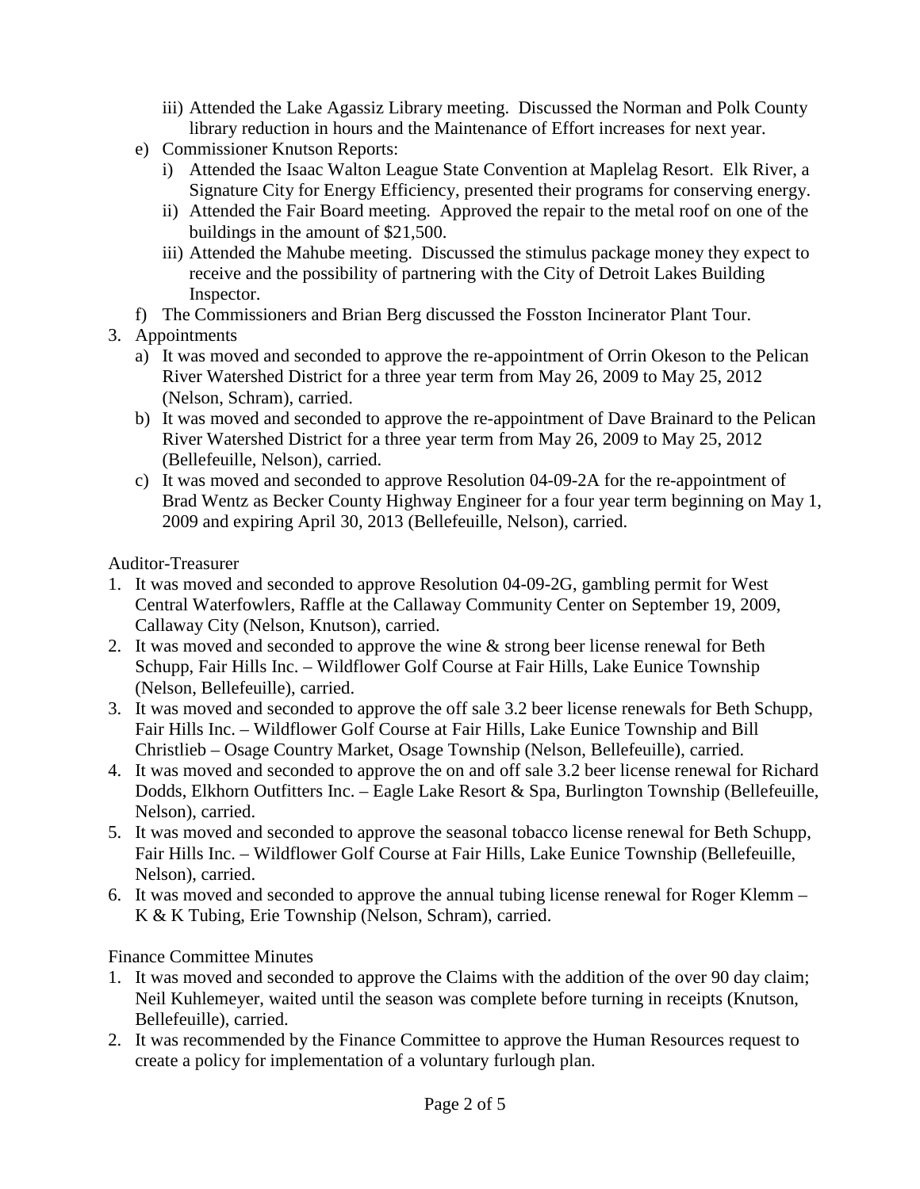iii) Attended the Lake Agassiz Library meeting. Discussed the Norman and Polk County library reduction in hours and the Maintenance of Effort increases for next year.

e) Commissioner Knutson Reports:
   i) Attended the Isaac Walton League State Convention at Maplelag Resort. Elk River, a Signature City for Energy Efficiency, presented their programs for conserving energy.
   ii) Attended the Fair Board meeting. Approved the repair to the metal roof on one of the buildings in the amount of $21,500.
   iii) Attended the Mahube meeting. Discussed the stimulus package money they expect to receive and the possibility of partnering with the City of Detroit Lakes Building Inspector.

f) The Commissioners and Brian Berg discussed the Fosston Incinerator Plant Tour.

3. Appointments
   a) It was moved and seconded to approve the re-appointment of Orrin Okeson to the Pelican River Watershed District for a three year term from May 26, 2009 to May 25, 2012 (Nelson, Schram), carried.
   b) It was moved and seconded to approve the re-appointment of Dave Brainard to the Pelican River Watershed District for a three year term from May 26, 2009 to May 25, 2012 (Bellefeuille, Nelson), carried.
   c) It was moved and seconded to approve Resolution 04-09-2A for the re-appointment of Brad Wentz as Becker County Highway Engineer for a four year term beginning on May 1, 2009 and expiring April 30, 2013 (Bellefeuille, Nelson), carried.

Auditor-Treasurer

1. It was moved and seconded to approve Resolution 04-09-2G, gambling permit for West Central Waterfowlers, Raffle at the Callaway Community Center on September 19, 2009, Callaway City (Nelson, Knutson), carried.
2. It was moved and seconded to approve the wine & strong beer license renewal for Beth Schupp, Fair Hills Inc. – Wildflower Golf Course at Fair Hills, Lake Eunice Township (Nelson, Bellefeuille), carried.
3. It was moved and seconded to approve the off sale 3.2 beer license renewals for Beth Schupp, Fair Hills Inc. – Wildflower Golf Course at Fair Hills, Lake Eunice Township and Bill Christlieb – Osage Country Market, Osage Township (Nelson, Bellefeuille), carried.
4. It was moved and seconded to approve the on and off sale 3.2 beer license renewal for Richard Dodds, Elkhorn Outfitters Inc. – Eagle Lake Resort & Spa, Burlington Township (Bellefeuille, Nelson), carried.
5. It was moved and seconded to approve the seasonal tobacco license renewal for Beth Schupp, Fair Hills Inc. – Wildflower Golf Course at Fair Hills, Lake Eunice Township (Bellefeuille, Nelson), carried.
6. It was moved and seconded to approve the annual tubing license renewal for Roger Klemm – K & K Tubing, Erie Township (Nelson, Schram), carried.

Finance Committee Minutes

1. It was moved and seconded to approve the Claims with the addition of the over 90 day claim; Neil Kuhlemeyer, waited until the season was complete before turning in receipts (Knutson, Bellefeuille), carried.
2. It was recommended by the Finance Committee to approve the Human Resources request to create a policy for implementation of a voluntary furlough plan.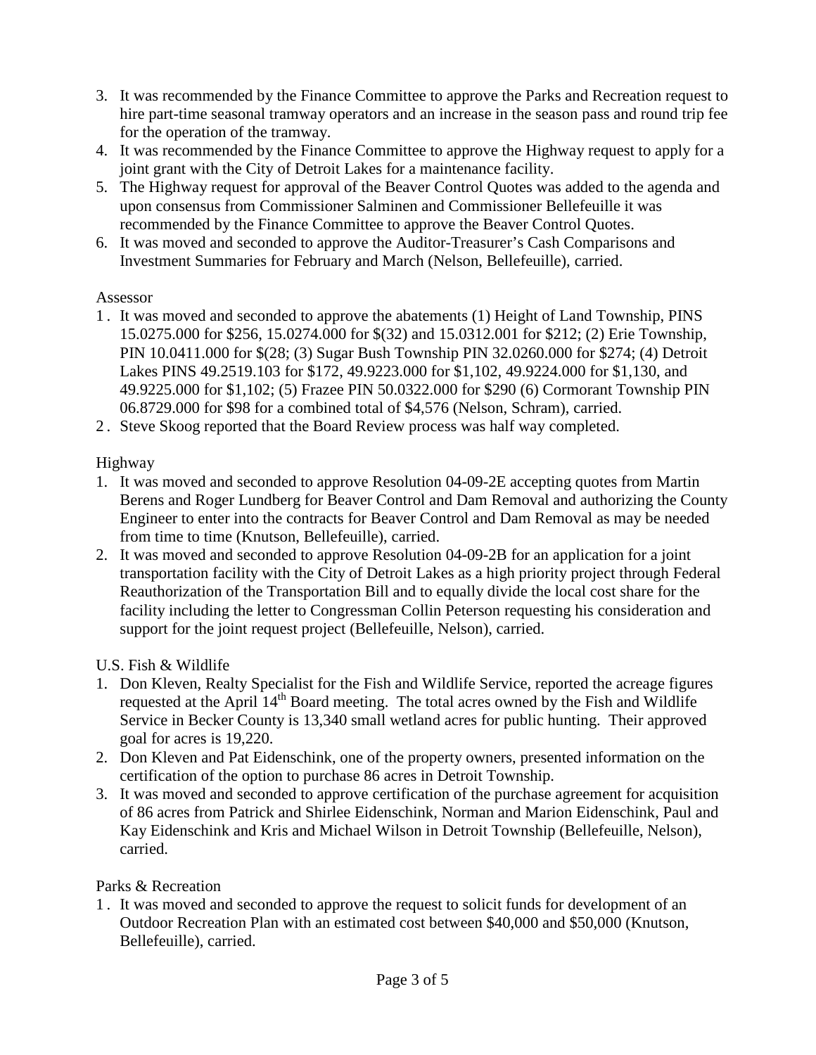3. It was recommended by the Finance Committee to approve the Parks and Recreation request to hire part-time seasonal tramway operators and an increase in the season pass and round trip fee for the operation of the tramway.
4. It was recommended by the Finance Committee to approve the Highway request to apply for a joint grant with the City of Detroit Lakes for a maintenance facility.
5. The Highway request for approval of the Beaver Control Quotes was added to the agenda and upon consensus from Commissioner Salminen and Commissioner Bellefeuille it was recommended by the Finance Committee to approve the Beaver Control Quotes.
6. It was moved and seconded to approve the Auditor-Treasurer's Cash Comparisons and Investment Summaries for February and March (Nelson, Bellefeuille), carried.

Assessor

1. It was moved and seconded to approve the abatements (1) Height of Land Township, PINS 15.0275.000 for $256, 15.0274.000 for $(32) and 15.0312.001 for $212; (2) Erie Township, PIN 10.0411.000 for $(28; (3) Sugar Bush Township PIN 32.0260.000 for $274; (4) Detroit Lakes PINS 49.2519.103 for $172, 49.9223.000 for $1,102, 49.9224.000 for $1,130, and 49.9225.000 for $1,102; (5) Frazee PIN 50.0322.000 for $290 (6) Cormorant Township PIN 06.8729.000 for $98 for a combined total of $4,576 (Nelson, Schram), carried.
2. Steve Skoog reported that the Board Review process was half way completed.

Highway

1. It was moved and seconded to approve Resolution 04-09-2E accepting quotes from Martin Berens and Roger Lundberg for Beaver Control and Dam Removal and authorizing the County Engineer to enter into the contracts for Beaver Control and Dam Removal as may be needed from time to time (Knutson, Bellefeuille), carried.
2. It was moved and seconded to approve Resolution 04-09-2B for an application for a joint transportation facility with the City of Detroit Lakes as a high priority project through Federal Reauthorization of the Transportation Bill and to equally divide the local cost share for the facility including the letter to Congressman Collin Peterson requesting his consideration and support for the joint request project (Bellefeuille, Nelson), carried.

U.S. Fish & Wildlife

1. Don Kleven, Realty Specialist for the Fish and Wildlife Service, reported the acreage figures requested at the April 14th Board meeting. The total acres owned by the Fish and Wildlife Service in Becker County is 13,340 small wetland acres for public hunting. Their approved goal for acres is 19,220.
2. Don Kleven and Pat Eidenschink, one of the property owners, presented information on the certification of the option to purchase 86 acres in Detroit Township.
3. It was moved and seconded to approve certification of the purchase agreement for acquisition of 86 acres from Patrick and Shirlee Eidenschink, Norman and Marion Eidenschink, Paul and Kay Eidenschink and Kris and Michael Wilson in Detroit Township (Bellefeuille, Nelson), carried.

Parks & Recreation

1. It was moved and seconded to approve the request to solicit funds for development of an Outdoor Recreation Plan with an estimated cost between $40,000 and $50,000 (Knutson, Bellefeuille), carried.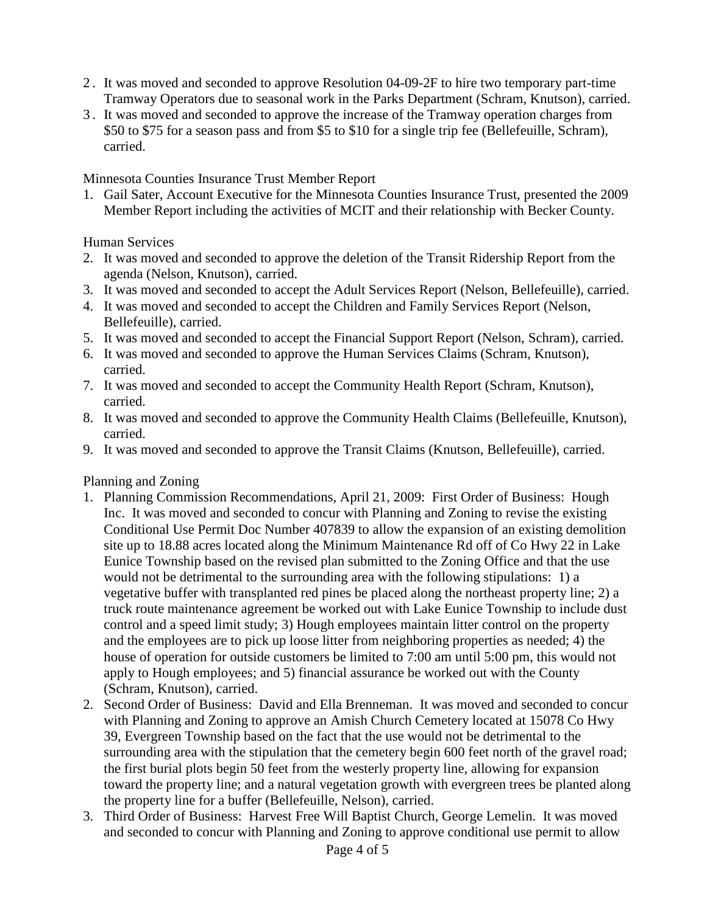2. It was moved and seconded to approve Resolution 04-09-2F to hire two temporary part-time Tramway Operators due to seasonal work in the Parks Department (Schram, Knutson), carried.
3. It was moved and seconded to approve the increase of the Tramway operation charges from $50 to $75 for a season pass and from $5 to $10 for a single trip fee (Bellefeuille, Schram), carried.

Minnesota Counties Insurance Trust Member Report

1. Gail Sater, Account Executive for the Minnesota Counties Insurance Trust, presented the 2009 Member Report including the activities of MCIT and their relationship with Becker County.

Human Services

2. It was moved and seconded to approve the deletion of the Transit Ridership Report from the agenda (Nelson, Knutson), carried.
3. It was moved and seconded to accept the Adult Services Report (Nelson, Bellefeuille), carried.
4. It was moved and seconded to accept the Children and Family Services Report (Nelson, Bellefeuille), carried.
5. It was moved and seconded to accept the Financial Support Report (Nelson, Schram), carried.
6. It was moved and seconded to approve the Human Services Claims (Schram, Knutson), carried.
7. It was moved and seconded to accept the Community Health Report (Schram, Knutson), carried.
8. It was moved and seconded to approve the Community Health Claims (Bellefeuille, Knutson), carried.
9. It was moved and seconded to approve the Transit Claims (Knutson, Bellefeuille), carried.

Planning and Zoning

1. Planning Commission Recommendations, April 21, 2009: First Order of Business: Hough Inc. It was moved and seconded to concur with Planning and Zoning to revise the existing Conditional Use Permit Doc Number 407839 to allow the expansion of an existing demolition site up to 18.88 acres located along the Minimum Maintenance Rd off of Co Hwy 22 in Lake Eunice Township based on the revised plan submitted to the Zoning Office and that the use would not be detrimental to the surrounding area with the following stipulations: 1) a vegetative buffer with transplanted red pines be placed along the northeast property line; 2) a truck route maintenance agreement be worked out with Lake Eunice Township to include dust control and a speed limit study; 3) Hough employees maintain litter control on the property and the employees are to pick up loose litter from neighboring properties as needed; 4) the house of operation for outside customers be limited to 7:00 am until 5:00 pm, this would not apply to Hough employees; and 5) financial assurance be worked out with the County (Schram, Knutson), carried.
2. Second Order of Business: David and Ella Brenneman. It was moved and seconded to concur with Planning and Zoning to approve an Amish Church Cemetery located at 15078 Co Hwy 39, Evergreen Township based on the fact that the use would not be detrimental to the surrounding area with the stipulation that the cemetery begin 600 feet north of the gravel road; the first burial plots begin 50 feet from the westerly property line, allowing for expansion toward the property line; and a natural vegetation growth with evergreen trees be planted along the property line for a buffer (Bellefeuille, Nelson), carried.
3. Third Order of Business: Harvest Free Will Baptist Church, George Lemelin. It was moved and seconded to concur with Planning and Zoning to approve conditional use permit to allow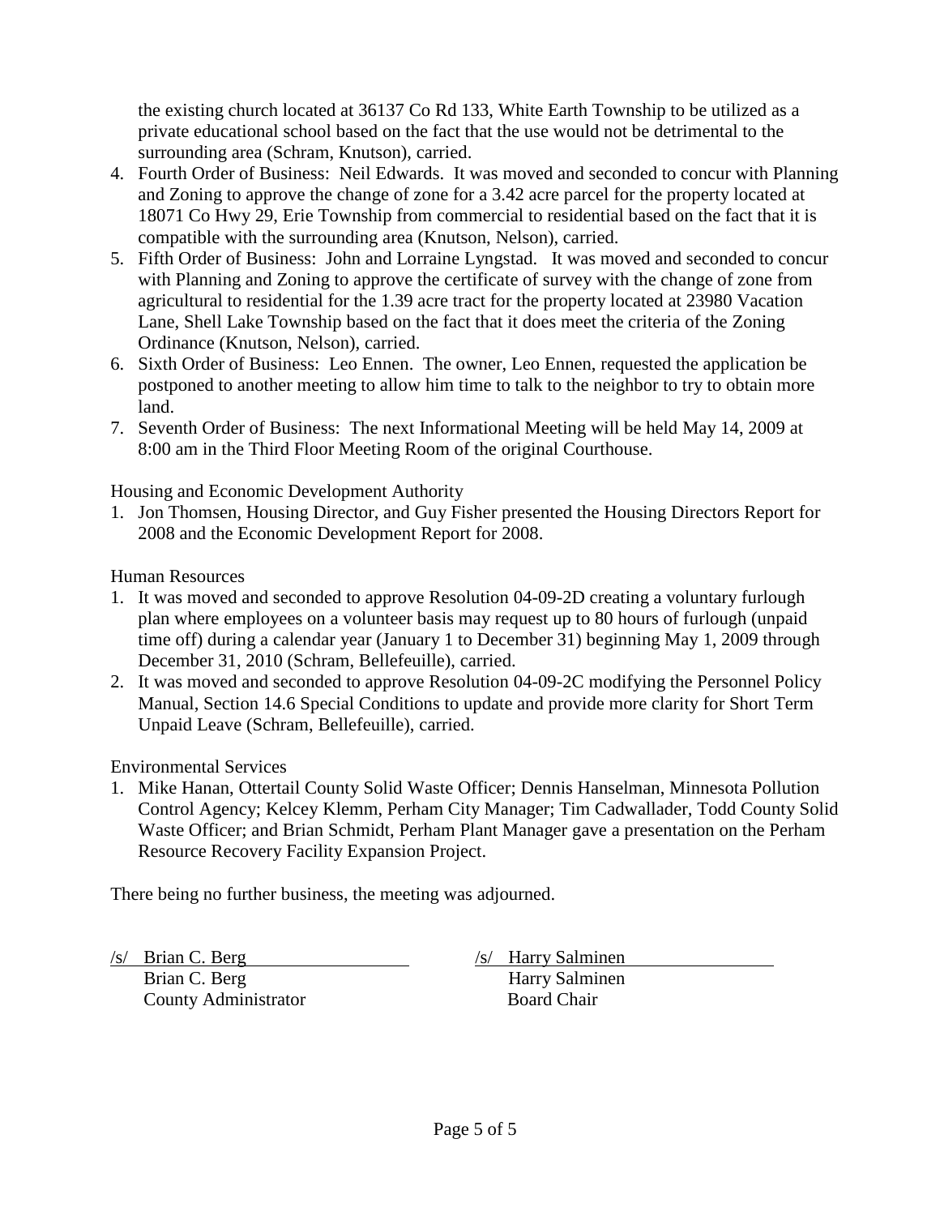the existing church located at 36137 Co Rd 133, White Earth Township to be utilized as a private educational school based on the fact that the use would not be detrimental to the surrounding area (Schram, Knutson), carried.

4. Fourth Order of Business: Neil Edwards. It was moved and seconded to concur with Planning and Zoning to approve the change of zone for a 3.42 acre parcel for the property located at 18071 Co Hwy 29, Erie Township from commercial to residential based on the fact that it is compatible with the surrounding area (Knutson, Nelson), carried.
5. Fifth Order of Business: John and Lorraine Lyngstad. It was moved and seconded to concur with Planning and Zoning to approve the certificate of survey with the change of zone from agricultural to residential for the 1.39 acre tract for the property located at 23980 Vacation Lane, Shell Lake Township based on the fact that it does meet the criteria of the Zoning Ordinance (Knutson, Nelson), carried.
6. Sixth Order of Business: Leo Ennen. The owner, Leo Ennen, requested the application be postponed to another meeting to allow him time to talk to the neighbor to try to obtain more land.
7. Seventh Order of Business: The next Informational Meeting will be held May 14, 2009 at 8:00 am in the Third Floor Meeting Room of the original Courthouse.

Housing and Economic Development Authority

1. Jon Thomsen, Housing Director, and Guy Fisher presented the Housing Directors Report for 2008 and the Economic Development Report for 2008.

Human Resources

1. It was moved and seconded to approve Resolution 04-09-2D creating a voluntary furlough plan where employees on a volunteer basis may request up to 80 hours of furlough (unpaid time off) during a calendar year (January 1 to December 31) beginning May 1, 2009 through December 31, 2010 (Schram, Bellefeuille), carried.
2. It was moved and seconded to approve Resolution 04-09-2C modifying the Personnel Policy Manual, Section 14.6 Special Conditions to update and provide more clarity for Short Term Unpaid Leave (Schram, Bellefeuille), carried.

Environmental Services

1. Mike Hanan, Ottertail County Solid Waste Officer; Dennis Hanselman, Minnesota Pollution Control Agency; Kelcey Klemm, Perham City Manager; Tim Cadwallader, Todd County Solid Waste Officer; and Brian Schmidt, Perham Plant Manager gave a presentation on the Perham Resource Recovery Facility Expansion Project.

There being no further business, the meeting was adjourned.

/s/ Brian C. Berg
Brian C. Berg
County Administrator

/s/ Harry Salminen
Harry Salminen
Board Chair